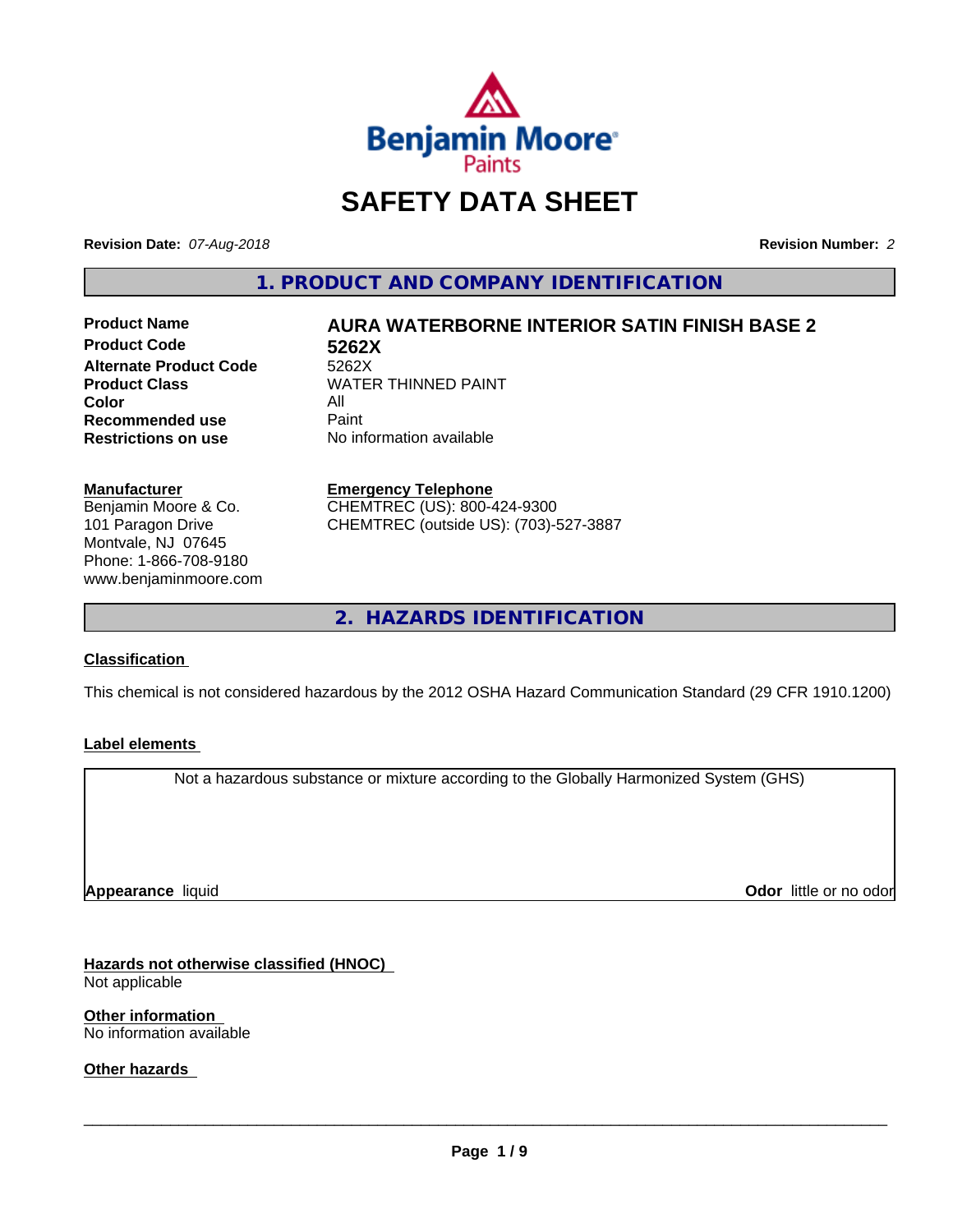# SAFETY DATA SHEET

**Revision Date:** *07-Aug-2018*

**Revision Number:** *2*

## 1. PRODUCT AND COMPANY IDENTIFICATION

| | |
|---|---|
| **Product Name** | **AURA WATERBORNE INTERIOR SATIN FINISH BASE 2** |
| **Product Code** | **5262X** |
| **Alternate Product Code** | 5262X |
| **Product Class** | WATER THINNED PAINT |
| **Color** | All |
| **Recommended use** | Paint |
| **Restrictions on use** | No information available |

**Manufacturer**
Benjamin Moore & Co.
101 Paragon Drive
Montvale, NJ 07645
Phone: 1-866-708-9180
www.benjaminmoore.com

**Emergency Telephone**
CHEMTREC (US): 800-424-9300
CHEMTREC (outside US): (703)-527-3887

## 2. HAZARDS IDENTIFICATION

**Classification**

This chemical is not considered hazardous by the 2012 OSHA Hazard Communication Standard (29 CFR 1910.1200)

**Label elements**

Not a hazardous substance or mixture according to the Globally Harmonized System (GHS)

**Appearance** liquid

**Odor** little or no odor

**Hazards not otherwise classified (HNOC)**
Not applicable

**Other information**
No information available

**Other hazards**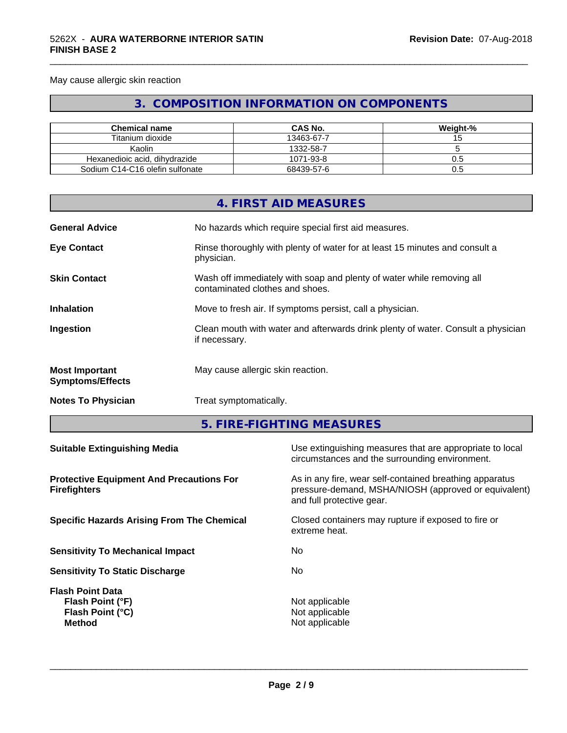May cause allergic skin reaction

## 3. COMPOSITION INFORMATION ON COMPONENTS

| Chemical name | CAS No. | Weight-% |
|---|---|---|
| Titanium dioxide | 13463-67-7 | 15 |
| Kaolin | 1332-58-7 | 5 |
| Hexanedioic acid, dihydrazide | 1071-93-8 | 0.5 |
| Sodium C14-C16 olefin sulfonate | 68439-57-6 | 0.5 |

## 4. FIRST AID MEASURES

**General Advice** No hazards which require special first aid measures.

**Eye Contact** Rinse thoroughly with plenty of water for at least 15 minutes and consult a physician.

**Skin Contact** Wash off immediately with soap and plenty of water while removing all contaminated clothes and shoes.

**Inhalation** Move to fresh air. If symptoms persist, call a physician.

**Ingestion** Clean mouth with water and afterwards drink plenty of water. Consult a physician if necessary.

**Most Important Symptoms/Effects** May cause allergic skin reaction.

**Notes To Physician** Treat symptomatically.

## 5. FIRE-FIGHTING MEASURES

**Suitable Extinguishing Media** Use extinguishing measures that are appropriate to local circumstances and the surrounding environment.

**Protective Equipment And Precautions For Firefighters** As in any fire, wear self-contained breathing apparatus pressure-demand, MSHA/NIOSH (approved or equivalent) and full protective gear.

**Specific Hazards Arising From The Chemical** Closed containers may rupture if exposed to fire or extreme heat.

**Sensitivity To Mechanical Impact** No

**Sensitivity To Static Discharge** No

**Flash Point Data**
**Flash Point (°F)** Not applicable
**Flash Point (°C)** Not applicable
**Method** Not applicable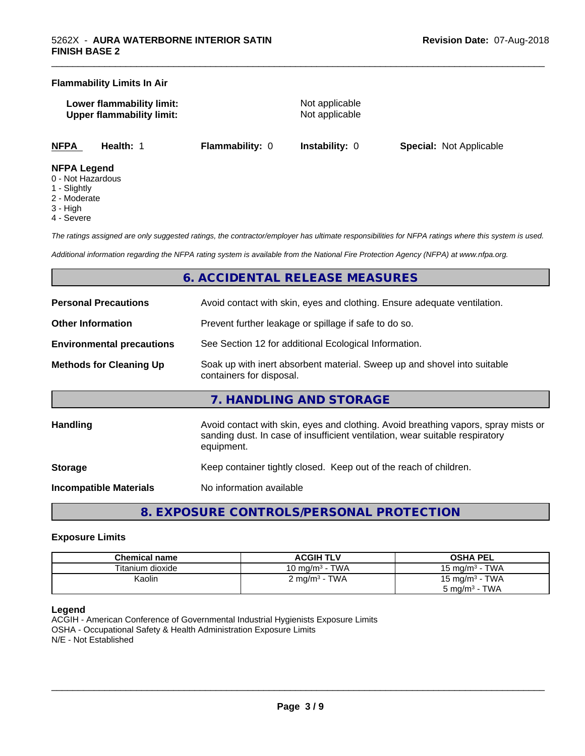**Flammability Limits In Air**

**Lower flammability limit:** Not applicable
**Upper flammability limit:** Not applicable

| **NFPA** | **Health:** 1 | **Flammability:** 0 | **Instability:** 0 | **Special:** Not Applicable |
|---|---|---|---|---|

**NFPA Legend**
0 - Not Hazardous
1 - Slightly
2 - Moderate
3 - High
4 - Severe

*The ratings assigned are only suggested ratings, the contractor/employer has ultimate responsibilities for NFPA ratings where this system is used.*

*Additional information regarding the NFPA rating system is available from the National Fire Protection Agency (NFPA) at www.nfpa.org.*

## 6. ACCIDENTAL RELEASE MEASURES

**Personal Precautions** Avoid contact with skin, eyes and clothing. Ensure adequate ventilation.

**Other Information** Prevent further leakage or spillage if safe to do so.

**Environmental precautions** See Section 12 for additional Ecological Information.

**Methods for Cleaning Up** Soak up with inert absorbent material. Sweep up and shovel into suitable containers for disposal.

## 7. HANDLING AND STORAGE

**Handling** Avoid contact with skin, eyes and clothing. Avoid breathing vapors, spray mists or sanding dust. In case of insufficient ventilation, wear suitable respiratory equipment.

**Storage** Keep container tightly closed. Keep out of the reach of children.

**Incompatible Materials** No information available

## 8. EXPOSURE CONTROLS/PERSONAL PROTECTION

### Exposure Limits

| Chemical name | ACGIH TLV | OSHA PEL |
|---|---|---|
| Titanium dioxide | 10 mg/m³ - TWA | 15 mg/m³ - TWA |
| Kaolin | 2 mg/m³ - TWA | 15 mg/m³ - TWA<br>5 mg/m³ - TWA |

**Legend**
ACGIH - American Conference of Governmental Industrial Hygienists Exposure Limits
OSHA - Occupational Safety & Health Administration Exposure Limits
N/E - Not Established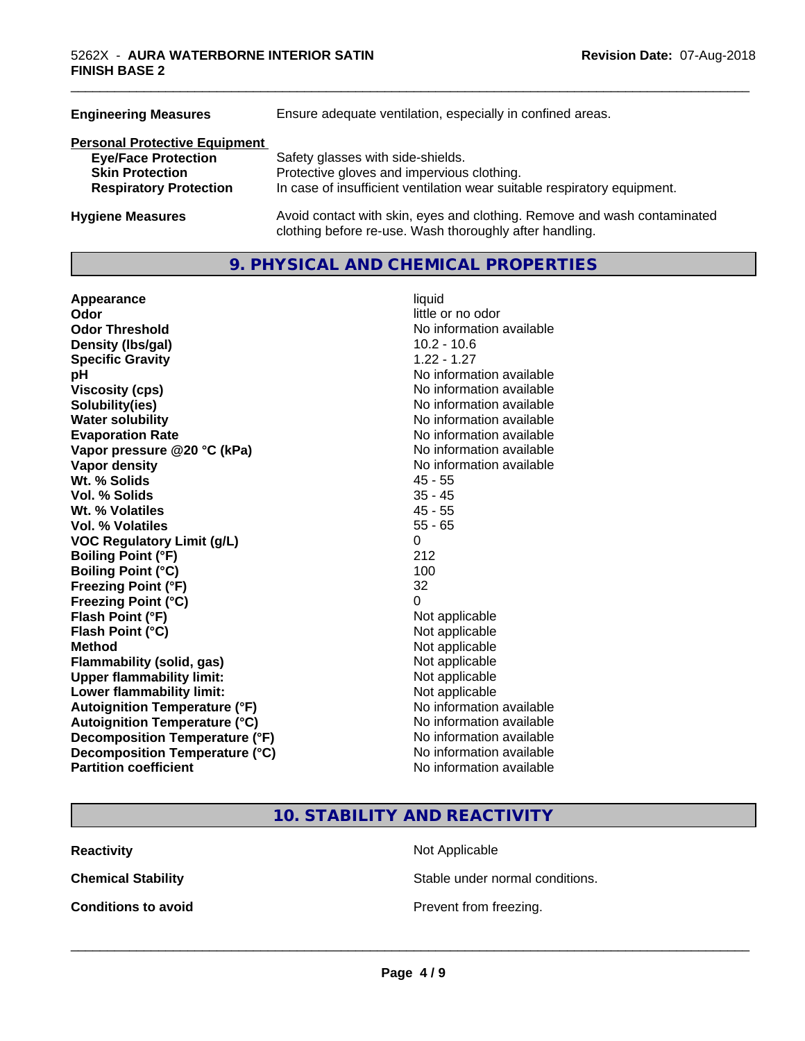| | |
|---|---|
| **Engineering Measures** | Ensure adequate ventilation, especially in confined areas. |

**Personal Protective Equipment**

| | |
|---|---|
| **Eye/Face Protection** | Safety glasses with side-shields. |
| **Skin Protection** | Protective gloves and impervious clothing. |
| **Respiratory Protection** | In case of insufficient ventilation wear suitable respiratory equipment. |
| **Hygiene Measures** | Avoid contact with skin, eyes and clothing. Remove and wash contaminated clothing before re-use. Wash thoroughly after handling. |

## 9. PHYSICAL AND CHEMICAL PROPERTIES

| | |
|---|---|
| **Appearance** | liquid |
| **Odor** | little or no odor |
| **Odor Threshold** | No information available |
| **Density (lbs/gal)** | 10.2 - 10.6 |
| **Specific Gravity** | 1.22 - 1.27 |
| **pH** | No information available |
| **Viscosity (cps)** | No information available |
| **Solubility(ies)** | No information available |
| **Water solubility** | No information available |
| **Evaporation Rate** | No information available |
| **Vapor pressure @20 °C (kPa)** | No information available |
| **Vapor density** | No information available |
| **Wt. % Solids** | 45 - 55 |
| **Vol. % Solids** | 35 - 45 |
| **Wt. % Volatiles** | 45 - 55 |
| **Vol. % Volatiles** | 55 - 65 |
| **VOC Regulatory Limit (g/L)** | 0 |
| **Boiling Point (°F)** | 212 |
| **Boiling Point (°C)** | 100 |
| **Freezing Point (°F)** | 32 |
| **Freezing Point (°C)** | 0 |
| **Flash Point (°F)** | Not applicable |
| **Flash Point (°C)** | Not applicable |
| **Method** | Not applicable |
| **Flammability (solid, gas)** | Not applicable |
| **Upper flammability limit:** | Not applicable |
| **Lower flammability limit:** | Not applicable |
| **Autoignition Temperature (°F)** | No information available |
| **Autoignition Temperature (°C)** | No information available |
| **Decomposition Temperature (°F)** | No information available |
| **Decomposition Temperature (°C)** | No information available |
| **Partition coefficient** | No information available |

## 10. STABILITY AND REACTIVITY

| | |
|---|---|
| **Reactivity** | Not Applicable |
| **Chemical Stability** | Stable under normal conditions. |
| **Conditions to avoid** | Prevent from freezing. |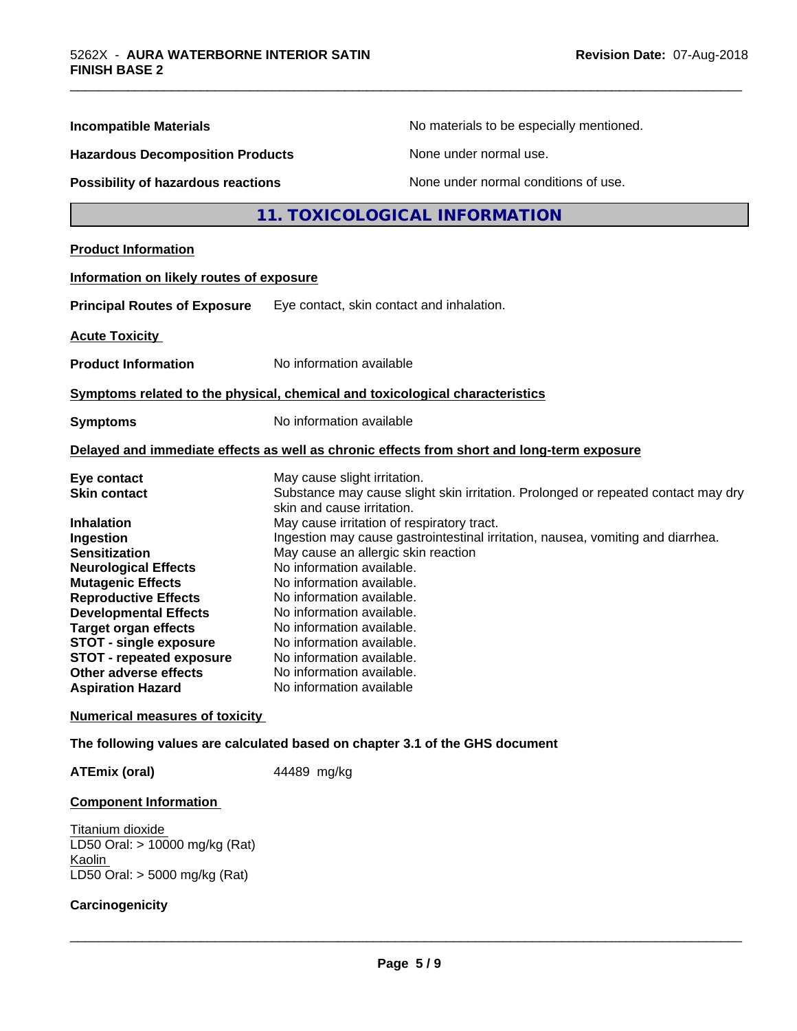**Incompatible Materials** No materials to be especially mentioned.

**Hazardous Decomposition Products** None under normal use.

**Possibility of hazardous reactions** None under normal conditions of use.

## 11. TOXICOLOGICAL INFORMATION

**Product Information**

**Information on likely routes of exposure**

**Principal Routes of Exposure** Eye contact, skin contact and inhalation.

**Acute Toxicity**

**Product Information** No information available

**Symptoms related to the physical, chemical and toxicological characteristics**

**Symptoms** No information available

**Delayed and immediate effects as well as chronic effects from short and long-term exposure**

| | |
|---|---|
| **Eye contact** | May cause slight irritation. |
| **Skin contact** | Substance may cause slight skin irritation. Prolonged or repeated contact may dry skin and cause irritation. |
| **Inhalation** | May cause irritation of respiratory tract. |
| **Ingestion** | Ingestion may cause gastrointestinal irritation, nausea, vomiting and diarrhea. |
| **Sensitization** | May cause an allergic skin reaction |
| **Neurological Effects** | No information available. |
| **Mutagenic Effects** | No information available. |
| **Reproductive Effects** | No information available. |
| **Developmental Effects** | No information available. |
| **Target organ effects** | No information available. |
| **STOT - single exposure** | No information available. |
| **STOT - repeated exposure** | No information available. |
| **Other adverse effects** | No information available. |
| **Aspiration Hazard** | No information available |

**Numerical measures of toxicity**

**The following values are calculated based on chapter 3.1 of the GHS document**

**ATEmix (oral)** 44489 mg/kg

**Component Information**

Titanium dioxide
LD50 Oral: > 10000 mg/kg (Rat)
Kaolin
LD50 Oral: > 5000 mg/kg (Rat)

**Carcinogenicity**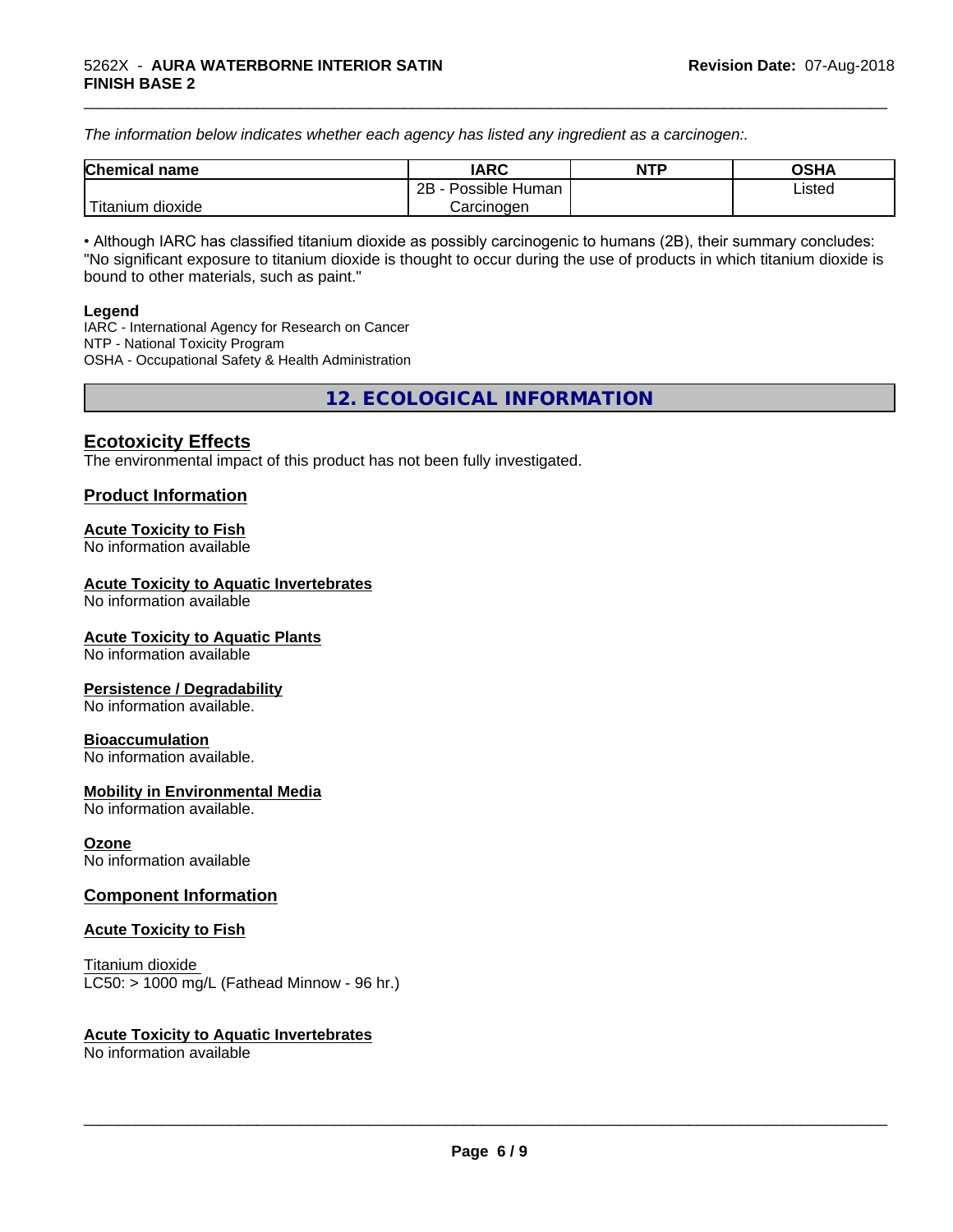*The information below indicates whether each agency has listed any ingredient as a carcinogen:.*

| Chemical name | IARC | NTP | OSHA |
|---|---|---|---|
| Titanium dioxide | 2B - Possible Human Carcinogen | | Listed |

• Although IARC has classified titanium dioxide as possibly carcinogenic to humans (2B), their summary concludes: "No significant exposure to titanium dioxide is thought to occur during the use of products in which titanium dioxide is bound to other materials, such as paint."

**Legend**
IARC - International Agency for Research on Cancer
NTP - National Toxicity Program
OSHA - Occupational Safety & Health Administration

## 12. ECOLOGICAL INFORMATION

### Ecotoxicity Effects
The environmental impact of this product has not been fully investigated.

### Product Information

**Acute Toxicity to Fish**
No information available

**Acute Toxicity to Aquatic Invertebrates**
No information available

**Acute Toxicity to Aquatic Plants**
No information available

**Persistence / Degradability**
No information available.

**Bioaccumulation**
No information available.

**Mobility in Environmental Media**
No information available.

**Ozone**
No information available

### Component Information

**Acute Toxicity to Fish**

Titanium dioxide
LC50: > 1000 mg/L (Fathead Minnow - 96 hr.)

**Acute Toxicity to Aquatic Invertebrates**
No information available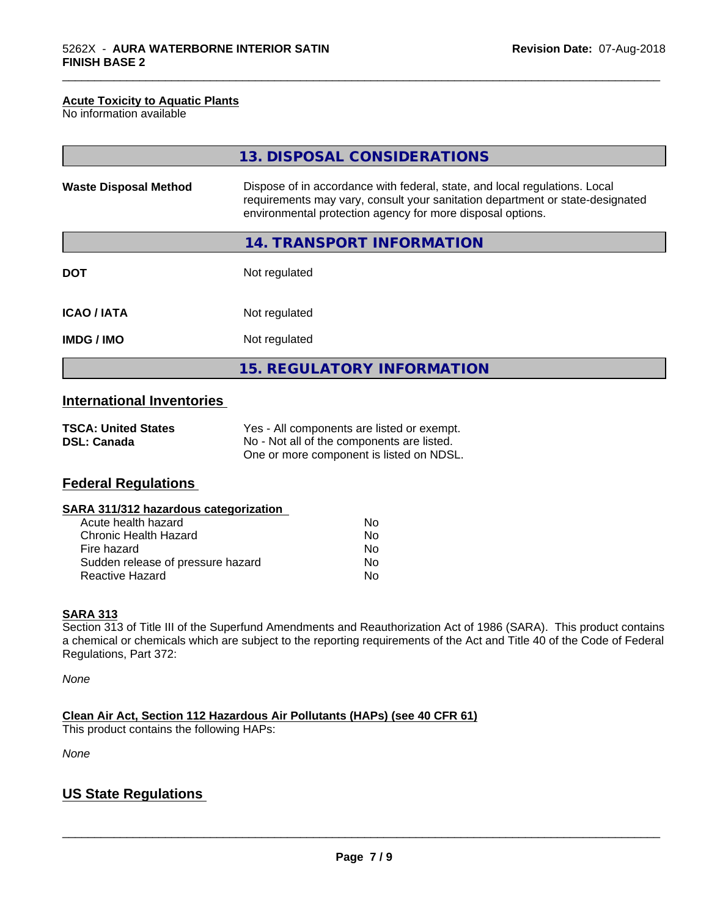#### Acute Toxicity to Aquatic Plants

No information available

## 13. DISPOSAL CONSIDERATIONS

| | |
|---|---|
| **Waste Disposal Method** | Dispose of in accordance with federal, state, and local regulations. Local requirements may vary, consult your sanitation department or state-designated environmental protection agency for more disposal options. |

## 14. TRANSPORT INFORMATION

| | |
|---|---|
| **DOT** | Not regulated |
| **ICAO / IATA** | Not regulated |
| **IMDG / IMO** | Not regulated |

## 15. REGULATORY INFORMATION

### International Inventories

| | |
|---|---|
| **TSCA: United States** | Yes - All components are listed or exempt. |
| **DSL: Canada** | No - Not all of the components are listed. One or more component is listed on NDSL. |

### Federal Regulations

#### SARA 311/312 hazardous categorization

| | |
|---|---|
| Acute health hazard | No |
| Chronic Health Hazard | No |
| Fire hazard | No |
| Sudden release of pressure hazard | No |
| Reactive Hazard | No |

#### SARA 313

Section 313 of Title III of the Superfund Amendments and Reauthorization Act of 1986 (SARA). This product contains a chemical or chemicals which are subject to the reporting requirements of the Act and Title 40 of the Code of Federal Regulations, Part 372:

*None*

#### Clean Air Act, Section 112 Hazardous Air Pollutants (HAPs) (see 40 CFR 61)

This product contains the following HAPs:

*None*

### US State Regulations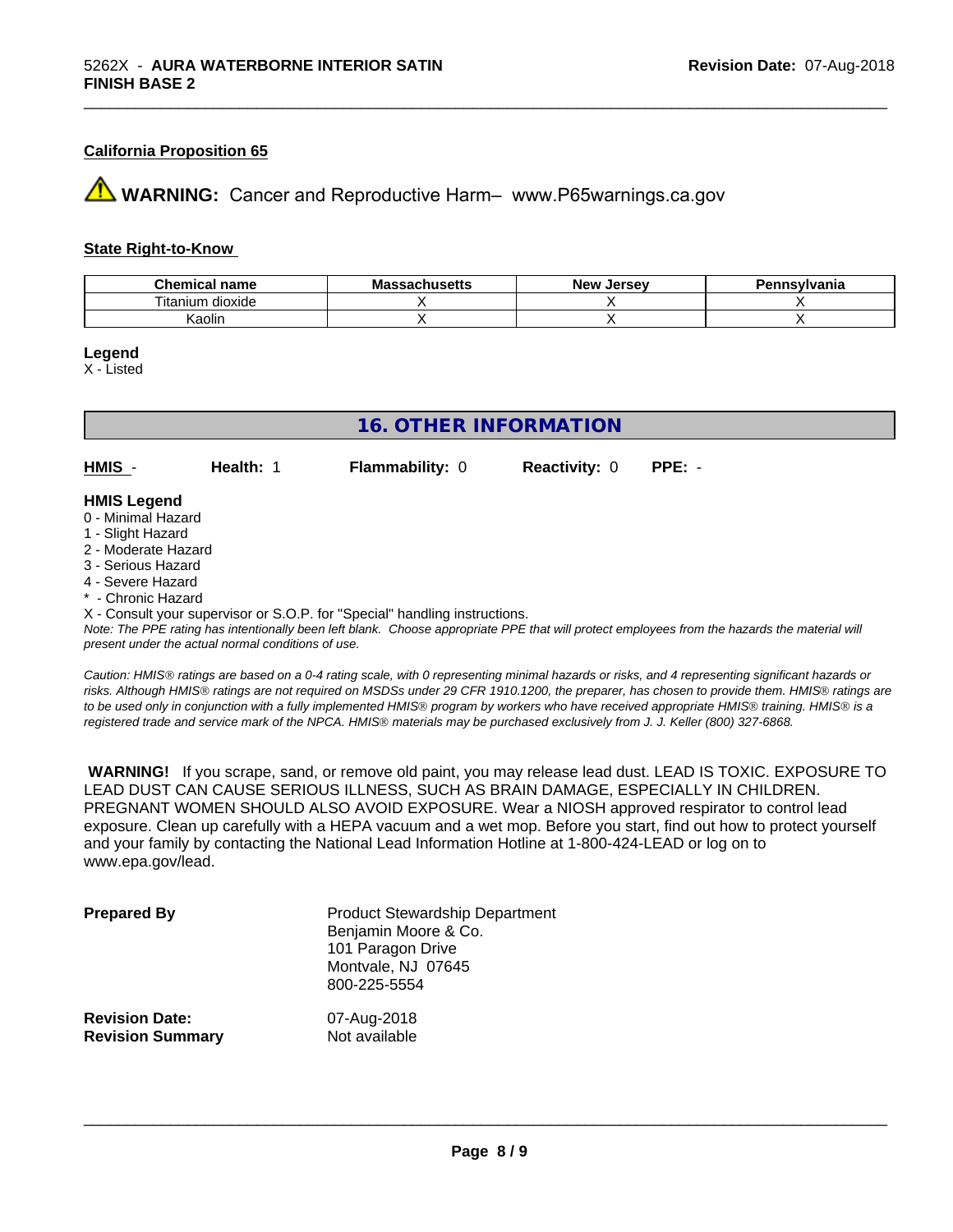#### California Proposition 65

⚠ **WARNING:** Cancer and Reproductive Harm– www.P65warnings.ca.gov

#### State Right-to-Know

| Chemical name | Massachusetts | New Jersey | Pennsylvania |
|---|---|---|---|
| Titanium dioxide | X | X | X |
| Kaolin | X | X | X |

**Legend**
X - Listed

## 16. OTHER INFORMATION

**HMIS** - **Health:** 1 **Flammability:** 0 **Reactivity:** 0 **PPE:** -

**HMIS Legend**
0 - Minimal Hazard
1 - Slight Hazard
2 - Moderate Hazard
3 - Serious Hazard
4 - Severe Hazard
* - Chronic Hazard
X - Consult your supervisor or S.O.P. for "Special" handling instructions.

*Note: The PPE rating has intentionally been left blank. Choose appropriate PPE that will protect employees from the hazards the material will present under the actual normal conditions of use.*

*Caution: HMIS® ratings are based on a 0-4 rating scale, with 0 representing minimal hazards or risks, and 4 representing significant hazards or risks. Although HMIS® ratings are not required on MSDSs under 29 CFR 1910.1200, the preparer, has chosen to provide them. HMIS® ratings are to be used only in conjunction with a fully implemented HMIS® program by workers who have received appropriate HMIS® training. HMIS® is a registered trade and service mark of the NPCA. HMIS® materials may be purchased exclusively from J. J. Keller (800) 327-6868.*

**WARNING!** If you scrape, sand, or remove old paint, you may release lead dust. LEAD IS TOXIC. EXPOSURE TO LEAD DUST CAN CAUSE SERIOUS ILLNESS, SUCH AS BRAIN DAMAGE, ESPECIALLY IN CHILDREN. PREGNANT WOMEN SHOULD ALSO AVOID EXPOSURE. Wear a NIOSH approved respirator to control lead exposure. Clean up carefully with a HEPA vacuum and a wet mop. Before you start, find out how to protect yourself and your family by contacting the National Lead Information Hotline at 1-800-424-LEAD or log on to www.epa.gov/lead.

**Prepared By**
Product Stewardship Department
Benjamin Moore & Co.
101 Paragon Drive
Montvale, NJ 07645
800-225-5554

**Revision Date:** 07-Aug-2018
**Revision Summary** Not available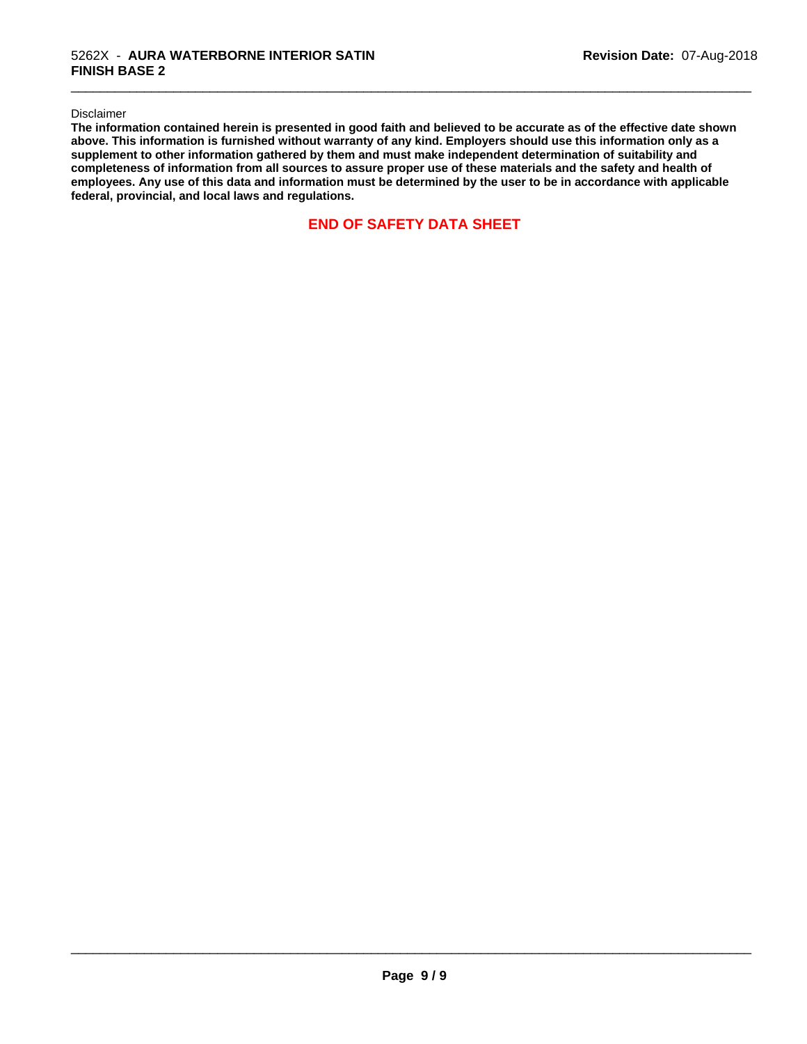Disclaimer

**The information contained herein is presented in good faith and believed to be accurate as of the effective date shown above. This information is furnished without warranty of any kind. Employers should use this information only as a supplement to other information gathered by them and must make independent determination of suitability and completeness of information from all sources to assure proper use of these materials and the safety and health of employees. Any use of this data and information must be determined by the user to be in accordance with applicable federal, provincial, and local laws and regulations.**

**END OF SAFETY DATA SHEET**